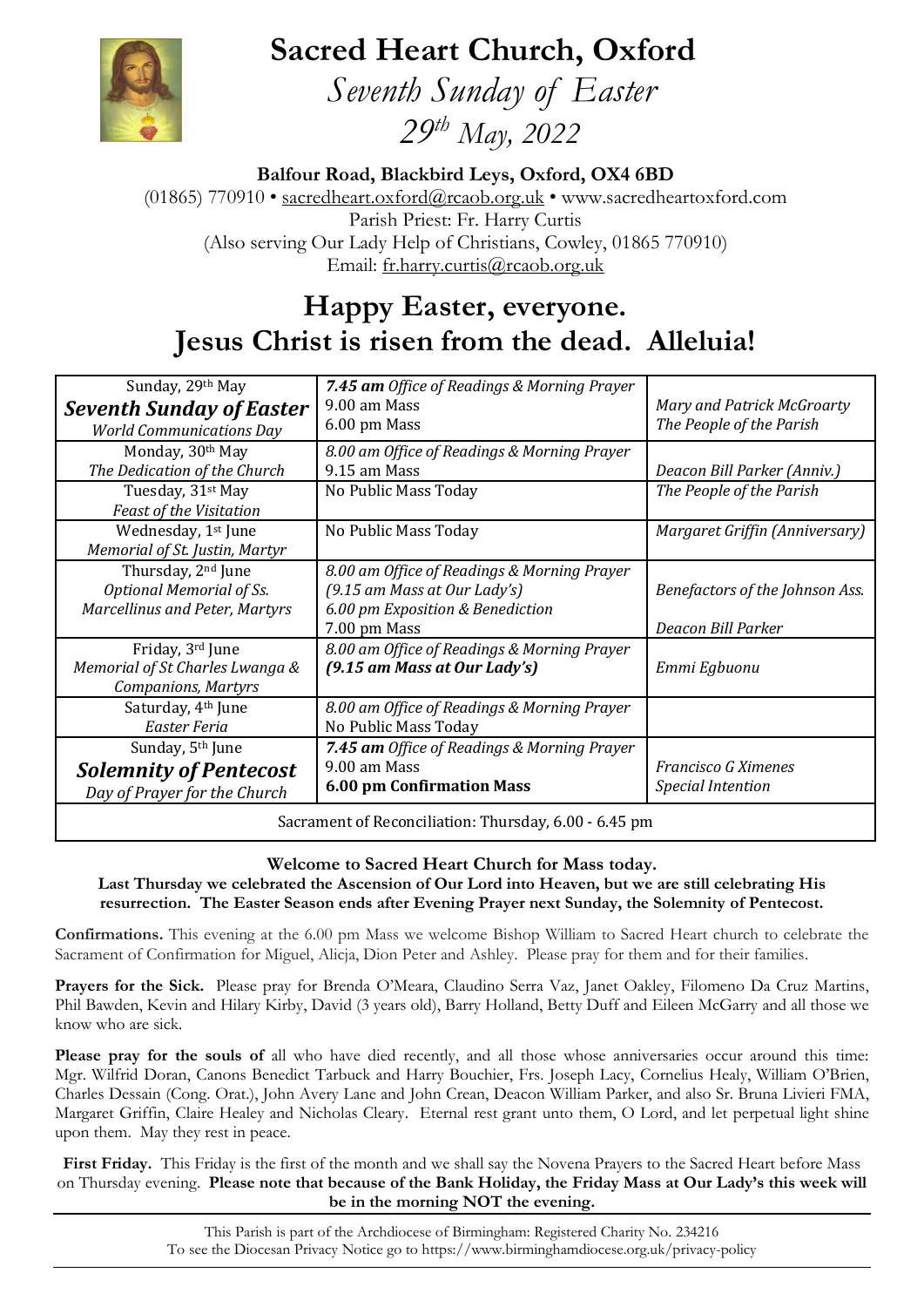# Sacred Heart Church, Oxford

*Seventh Sunday of Easter*

*29th May, 2022*

**Balfour Road, Blackbird Leys, Oxford, OX4 6BD**

(01865) 770910 • sacredheart.oxford@rcaob.org.uk • www.sacredheartoxford.com

Parish Priest: Fr. Harry Curtis

(Also serving Our Lady Help of Christians, Cowley, 01865 770910)

Email: fr.harry.curtis@rcaob.org.uk

## Happy Easter, everyone. Jesus Christ is risen from the dead. Alleluia!

| | | |
|---|---|---|
| Sunday, 29th May<br>***Seventh Sunday of Easter***<br>*World Communications Day* | ***7.45 am*** *Office of Readings & Morning Prayer*<br>9.00 am Mass<br>6.00 pm Mass | <br>*Mary and Patrick McGroarty*<br>*The People of the Parish* |
| Monday, 30th May<br>*The Dedication of the Church* | *8.00 am Office of Readings & Morning Prayer*<br>9.15 am Mass | <br>*Deacon Bill Parker (Anniv.)* |
| Tuesday, 31st May<br>*Feast of the Visitation* | No Public Mass Today | *The People of the Parish* |
| Wednesday, 1st June<br>*Memorial of St. Justin, Martyr* | No Public Mass Today | *Margaret Griffin (Anniversary)* |
| Thursday, 2nd June<br>*Optional Memorial of Ss. Marcellinus and Peter, Martyrs* | *8.00 am Office of Readings & Morning Prayer*<br>*(9.15 am Mass at Our Lady's)*<br>*6.00 pm Exposition & Benediction*<br>7.00 pm Mass | <br>*Benefactors of the Johnson Ass.*<br><br>*Deacon Bill Parker* |
| Friday, 3rd June<br>*Memorial of St Charles Lwanga & Companions, Martyrs* | *8.00 am Office of Readings & Morning Prayer*<br>***(9.15 am Mass at Our Lady's)*** | <br>*Emmi Egbuonu* |
| Saturday, 4th June<br>*Easter Feria* | *8.00 am Office of Readings & Morning Prayer*<br>No Public Mass Today | |
| Sunday, 5th June<br>***Solemnity of Pentecost***<br>*Day of Prayer for the Church* | ***7.45 am*** *Office of Readings & Morning Prayer*<br>9.00 am Mass<br>**6.00 pm Confirmation Mass** | <br>*Francisco G Ximenes*<br>*Special Intention* |
| Sacrament of Reconciliation: Thursday, 6.00 - 6.45 pm | | |

**Welcome to Sacred Heart Church for Mass today.**

**Last Thursday we celebrated the Ascension of Our Lord into Heaven, but we are still celebrating His resurrection. The Easter Season ends after Evening Prayer next Sunday, the Solemnity of Pentecost.**

**Confirmations.** This evening at the 6.00 pm Mass we welcome Bishop William to Sacred Heart church to celebrate the Sacrament of Confirmation for Miguel, Alicja, Dion Peter and Ashley. Please pray for them and for their families.

**Prayers for the Sick.** Please pray for Brenda O'Meara, Claudino Serra Vaz, Janet Oakley, Filomeno Da Cruz Martins, Phil Bawden, Kevin and Hilary Kirby, David (3 years old), Barry Holland, Betty Duff and Eileen McGarry and all those we know who are sick.

**Please pray for the souls of** all who have died recently, and all those whose anniversaries occur around this time: Mgr. Wilfrid Doran, Canons Benedict Tarbuck and Harry Bouchier, Frs. Joseph Lacy, Cornelius Healy, William O'Brien, Charles Dessain (Cong. Orat.), John Avery Lane and John Crean, Deacon William Parker, and also Sr. Bruna Livieri FMA, Margaret Griffin, Claire Healey and Nicholas Cleary. Eternal rest grant unto them, O Lord, and let perpetual light shine upon them. May they rest in peace.

**First Friday.** This Friday is the first of the month and we shall say the Novena Prayers to the Sacred Heart before Mass on Thursday evening. **Please note that because of the Bank Holiday, the Friday Mass at Our Lady's this week will be in the morning NOT the evening.**

This Parish is part of the Archdiocese of Birmingham: Registered Charity No. 234216

To see the Diocesan Privacy Notice go to https://www.birminghamdiocese.org.uk/privacy-policy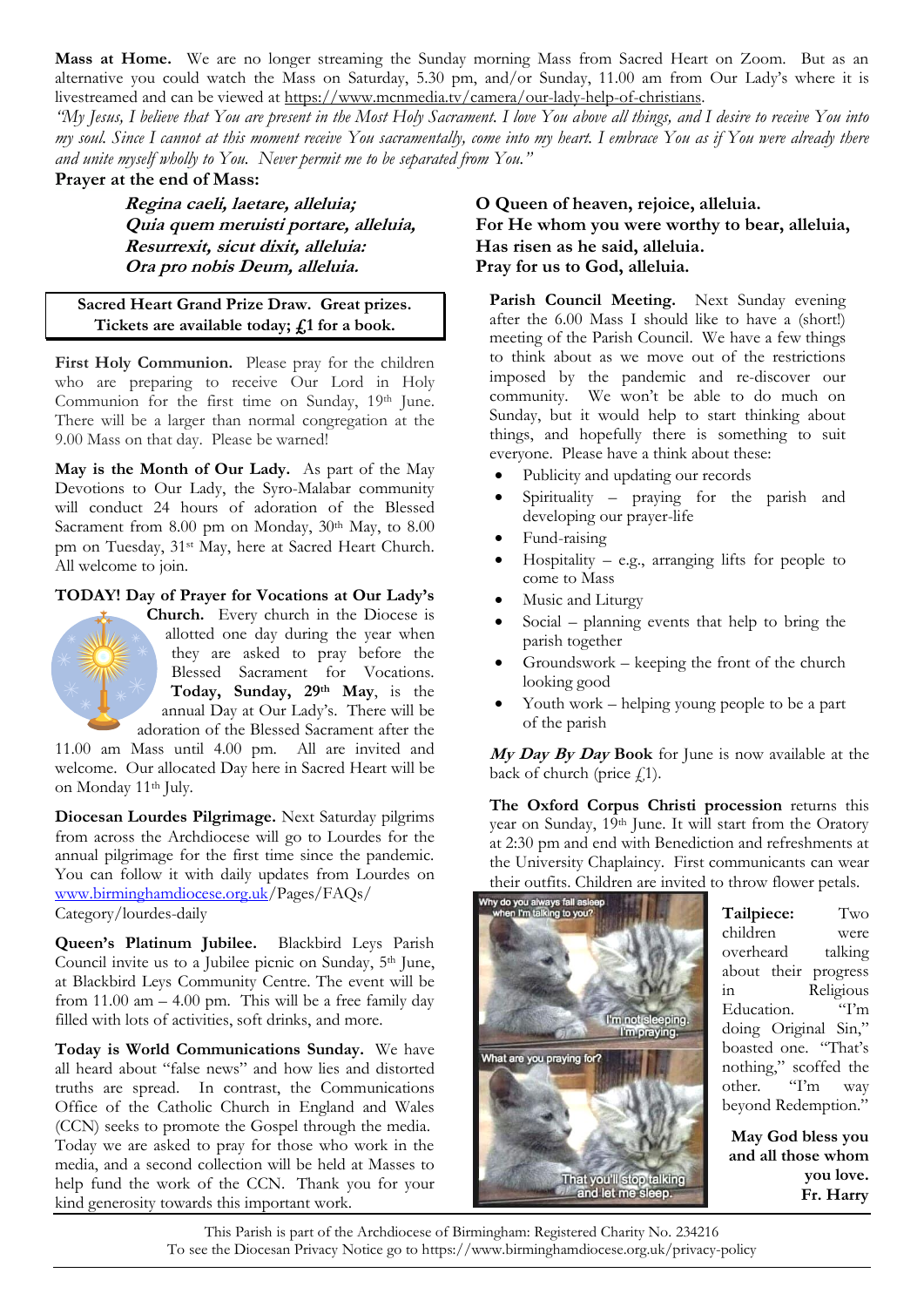**Mass at Home.** We are no longer streaming the Sunday morning Mass from Sacred Heart on Zoom. But as an alternative you could watch the Mass on Saturday, 5.30 pm, and/or Sunday, 11.00 am from Our Lady's where it is livestreamed and can be viewed at https://www.mcnmedia.tv/camera/our-lady-help-of-christians.

*"My Jesus, I believe that You are present in the Most Holy Sacrament. I love You above all things, and I desire to receive You into my soul. Since I cannot at this moment receive You sacramentally, come into my heart. I embrace You as if You were already there and unite myself wholly to You. Never permit me to be separated from You."*

**Prayer at the end of Mass:**

***Regina caeli, laetare, alleluia;***
***Quia quem meruisti portare, alleluia,***
***Resurrexit, sicut dixit, alleluia:***
***Ora pro nobis Deum, alleluia.***

**O Queen of heaven, rejoice, alleluia.**
**For He whom you were worthy to bear, alleluia,**
**Has risen as he said, alleluia.**
**Pray for us to God, alleluia.**

**Sacred Heart Grand Prize Draw. Great prizes. Tickets are available today; £1 for a book.**

**First Holy Communion.** Please pray for the children who are preparing to receive Our Lord in Holy Communion for the first time on Sunday, 19th June. There will be a larger than normal congregation at the 9.00 Mass on that day. Please be warned!

**May is the Month of Our Lady.** As part of the May Devotions to Our Lady, the Syro-Malabar community will conduct 24 hours of adoration of the Blessed Sacrament from 8.00 pm on Monday, 30th May, to 8.00 pm on Tuesday, 31st May, here at Sacred Heart Church. All welcome to join.

**TODAY! Day of Prayer for Vocations at Our Lady's Church.** Every church in the Diocese is allotted one day during the year when they are asked to pray before the Blessed Sacrament for Vocations. **Today, Sunday, 29th May**, is the annual Day at Our Lady's. There will be adoration of the Blessed Sacrament after the 11.00 am Mass until 4.00 pm. All are invited and welcome. Our allocated Day here in Sacred Heart will be on Monday 11th July.

**Diocesan Lourdes Pilgrimage.** Next Saturday pilgrims from across the Archdiocese will go to Lourdes for the annual pilgrimage for the first time since the pandemic. You can follow it with daily updates from Lourdes on www.birminghamdiocese.org.uk/Pages/FAQs/Category/lourdes-daily

**Queen's Platinum Jubilee.** Blackbird Leys Parish Council invite us to a Jubilee picnic on Sunday, 5th June, at Blackbird Leys Community Centre. The event will be from 11.00 am – 4.00 pm. This will be a free family day filled with lots of activities, soft drinks, and more.

**Today is World Communications Sunday.** We have all heard about "false news" and how lies and distorted truths are spread. In contrast, the Communications Office of the Catholic Church in England and Wales (CCN) seeks to promote the Gospel through the media. Today we are asked to pray for those who work in the media, and a second collection will be held at Masses to help fund the work of the CCN. Thank you for your kind generosity towards this important work.

**Parish Council Meeting.** Next Sunday evening after the 6.00 Mass I should like to have a (short!) meeting of the Parish Council. We have a few things to think about as we move out of the restrictions imposed by the pandemic and re-discover our community. We won't be able to do much on Sunday, but it would help to start thinking about things, and hopefully there is something to suit everyone. Please have a think about these:

- Publicity and updating our records
- Spirituality – praying for the parish and developing our prayer-life
- Fund-raising
- Hospitality – e.g., arranging lifts for people to come to Mass
- Music and Liturgy
- Social – planning events that help to bring the parish together
- Groundswork – keeping the front of the church looking good
- Youth work – helping young people to be a part of the parish

***My Day By Day* Book** for June is now available at the back of church (price £1).

**The Oxford Corpus Christi procession** returns this year on Sunday, 19th June. It will start from the Oratory at 2:30 pm and end with Benediction and refreshments at the University Chaplaincy. First communicants can wear their outfits. Children are invited to throw flower petals.

**Tailpiece:** Two children were overheard talking about their progress in Religious Education. "I'm doing Original Sin," boasted one. "That's nothing," scoffed the other. "I'm way beyond Redemption."

**May God bless you and all those whom you love.**
**Fr. Harry**

This Parish is part of the Archdiocese of Birmingham: Registered Charity No. 234216
To see the Diocesan Privacy Notice go to https://www.birminghamdiocese.org.uk/privacy-policy